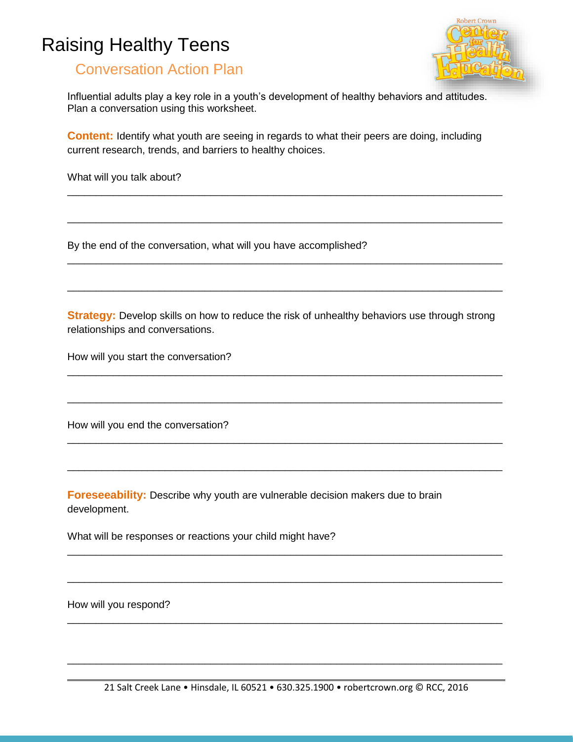# Raising Healthy Teens

## Conversation Action Plan

Influential adults play a key role in a youth's development of healthy behaviors and attitudes. Plan a conversation using this worksheet.

**Content:** Identify what youth are seeing in regards to what their peers are doing, including current research, trends, and barriers to healthy choices.

What will you talk about?

\_\_\_\_\_\_\_\_\_\_\_\_\_\_\_\_\_\_\_\_\_\_\_\_\_\_\_\_\_\_\_\_\_\_\_\_\_\_\_\_\_\_\_\_\_\_\_\_\_\_\_\_\_\_\_\_\_\_\_\_\_\_\_\_\_\_\_\_\_\_\_\_

\_\_\_\_\_\_\_\_\_\_\_\_\_\_\_\_\_\_\_\_\_\_\_\_\_\_\_\_\_\_\_\_\_\_\_\_\_\_\_\_\_\_\_\_\_\_\_\_\_\_\_\_\_\_\_\_\_\_\_\_\_\_\_\_\_\_\_\_\_\_\_\_

By the end of the conversation, what will you have accomplished?

\_\_\_\_\_\_\_\_\_\_\_\_\_\_\_\_\_\_\_\_\_\_\_\_\_\_\_\_\_\_\_\_\_\_\_\_\_\_\_\_\_\_\_\_\_\_\_\_\_\_\_\_\_\_\_\_\_\_\_\_\_\_\_\_\_\_\_\_\_\_\_\_

\_\_\_\_\_\_\_\_\_\_\_\_\_\_\_\_\_\_\_\_\_\_\_\_\_\_\_\_\_\_\_\_\_\_\_\_\_\_\_\_\_\_\_\_\_\_\_\_\_\_\_\_\_\_\_\_\_\_\_\_\_\_\_\_\_\_\_\_\_\_\_\_

**Strategy:** Develop skills on how to reduce the risk of unhealthy behaviors use through strong relationships and conversations.

How will you start the conversation?

\_\_\_\_\_\_\_\_\_\_\_\_\_\_\_\_\_\_\_\_\_\_\_\_\_\_\_\_\_\_\_\_\_\_\_\_\_\_\_\_\_\_\_\_\_\_\_\_\_\_\_\_\_\_\_\_\_\_\_\_\_\_\_\_\_\_\_\_\_\_\_\_

\_\_\_\_\_\_\_\_\_\_\_\_\_\_\_\_\_\_\_\_\_\_\_\_\_\_\_\_\_\_\_\_\_\_\_\_\_\_\_\_\_\_\_\_\_\_\_\_\_\_\_\_\_\_\_\_\_\_\_\_\_\_\_\_\_\_\_\_\_\_\_\_

How will you end the conversation?

\_\_\_\_\_\_\_\_\_\_\_\_\_\_\_\_\_\_\_\_\_\_\_\_\_\_\_\_\_\_\_\_\_\_\_\_\_\_\_\_\_\_\_\_\_\_\_\_\_\_\_\_\_\_\_\_\_\_\_\_\_\_\_\_\_\_\_\_\_\_\_\_

\_\_\_\_\_\_\_\_\_\_\_\_\_\_\_\_\_\_\_\_\_\_\_\_\_\_\_\_\_\_\_\_\_\_\_\_\_\_\_\_\_\_\_\_\_\_\_\_\_\_\_\_\_\_\_\_\_\_\_\_\_\_\_\_\_\_\_\_\_\_\_\_

**Foreseeability:** Describe why youth are vulnerable decision makers due to brain development.

What will be responses or reactions your child might have?

\_\_\_\_\_\_\_\_\_\_\_\_\_\_\_\_\_\_\_\_\_\_\_\_\_\_\_\_\_\_\_\_\_\_\_\_\_\_\_\_\_\_\_\_\_\_\_\_\_\_\_\_\_\_\_\_\_\_\_\_\_\_\_\_\_\_\_\_\_\_\_\_

\_\_\_\_\_\_\_\_\_\_\_\_\_\_\_\_\_\_\_\_\_\_\_\_\_\_\_\_\_\_\_\_\_\_\_\_\_\_\_\_\_\_\_\_\_\_\_\_\_\_\_\_\_\_\_\_\_\_\_\_\_\_\_\_\_\_\_\_\_\_\_\_

How will you respond?

\_\_\_\_\_\_\_\_\_\_\_\_\_\_\_\_\_\_\_\_\_\_\_\_\_\_\_\_\_\_\_\_\_\_\_\_\_\_\_\_\_\_\_\_\_\_\_\_\_\_\_\_\_\_\_\_\_\_\_\_\_\_\_\_\_\_\_\_\_\_\_\_

\_\_\_\_\_\_\_\_\_\_\_\_\_\_\_\_\_\_\_\_\_\_\_\_\_\_\_\_\_\_\_\_\_\_\_\_\_\_\_\_\_\_\_\_\_\_\_\_\_\_\_\_\_\_\_\_\_\_\_\_\_\_\_\_\_\_\_\_\_\_\_\_

21 Salt Creek Lane • Hinsdale, IL 60521 • 630.325.1900 • robertcrown.org © RCC, 2016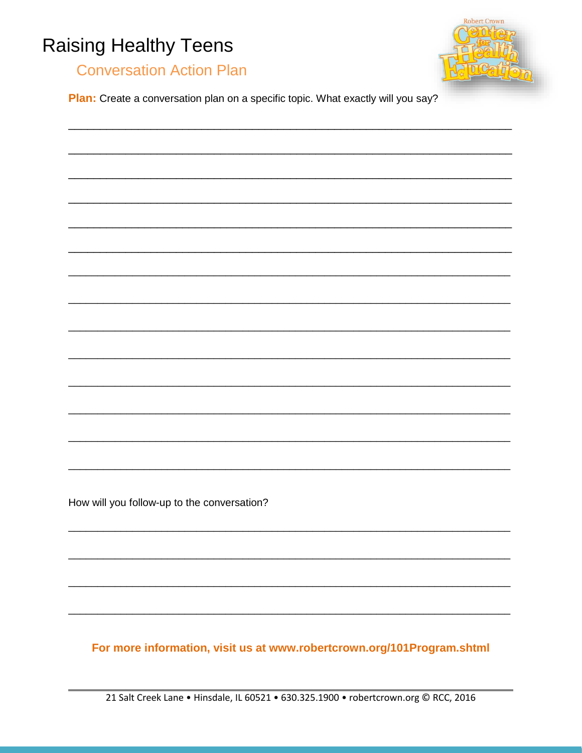# Raising Healthy Teens

## Conversation Action Plan

**Plan:** Create a conversation plan on a specific topic. What exactly will you say?

______________________________________________________________________________

______________________________________________________________________________

______________________________________________________________________________

______________________________________________________________________________

______________________________________________________________________________

______________________________________________________________________________

______________________________________________________________________________

______________________________________________________________________________

______________________________________________________________________________

______________________________________________________________________________

______________________________________________________________________________

______________________________________________________________________________

______________________________________________________________________________

______________________________________________________________________________

How will you follow-up to the conversation?

______________________________________________________________________________

______________________________________________________________________________

______________________________________________________________________________

______________________________________________________________________________

**For more information, visit us at www.robertcrown.org/101Program.shtml**

21 Salt Creek Lane • Hinsdale, IL 60521 • 630.325.1900 • robertcrown.org © RCC, 2016